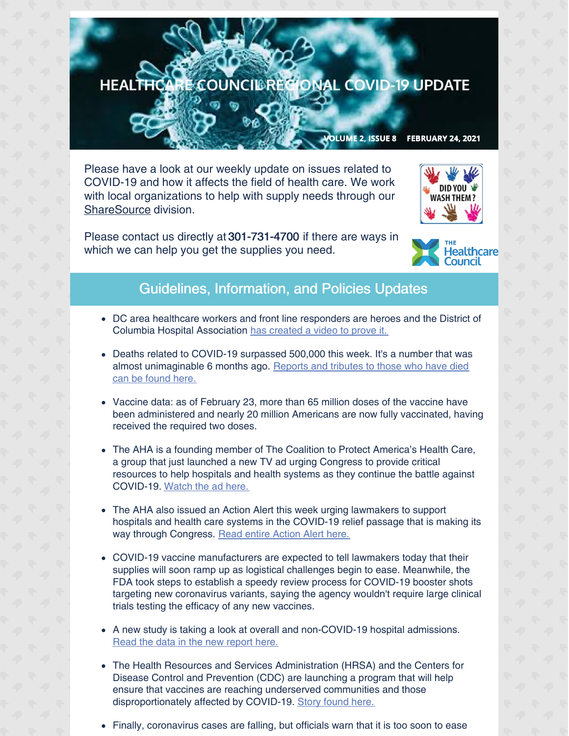# HEALTHCARE COUNCIL REGIONAL COVID-19 UPDATE

VOLUME 2, ISSUE 8 FEBRUARY 24, 2021

Please have a look at our weekly update on issues related to COVID-19 and how it affects the field of health care. We work with local organizations to help with supply needs through our ShareSource division.

Please contact us directly at **301-731-4700** if there are ways in which we can help you get the supplies you need.

## Guidelines, Information, and Policies Updates

- DC area healthcare workers and front line responders are heroes and the District of Columbia Hospital Association has created a video to prove it.
- Deaths related to COVID-19 surpassed 500,000 this week. It's a number that was almost unimaginable 6 months ago. Reports and tributes to those who have died can be found here.
- Vaccine data: as of February 23, more than 65 million doses of the vaccine have been administered and nearly 20 million Americans are now fully vaccinated, having received the required two doses.
- The AHA is a founding member of The Coalition to Protect America's Health Care, a group that just launched a new TV ad urging Congress to provide critical resources to help hospitals and health systems as they continue the battle against COVID-19. Watch the ad here.
- The AHA also issued an Action Alert this week urging lawmakers to support hospitals and health care systems in the COVID-19 relief passage that is making its way through Congress. Read entire Action Alert here.
- COVID-19 vaccine manufacturers are expected to tell lawmakers today that their supplies will soon ramp up as logistical challenges begin to ease. Meanwhile, the FDA took steps to establish a speedy review process for COVID-19 booster shots targeting new coronavirus variants, saying the agency wouldn't require large clinical trials testing the efficacy of any new vaccines.
- A new study is taking a look at overall and non-COVID-19 hospital admissions. Read the data in the new report here.
- The Health Resources and Services Administration (HRSA) and the Centers for Disease Control and Prevention (CDC) are launching a program that will help ensure that vaccines are reaching underserved communities and those disproportionately affected by COVID-19. Story found here.
- Finally, coronavirus cases are falling, but officials warn that it is too soon to ease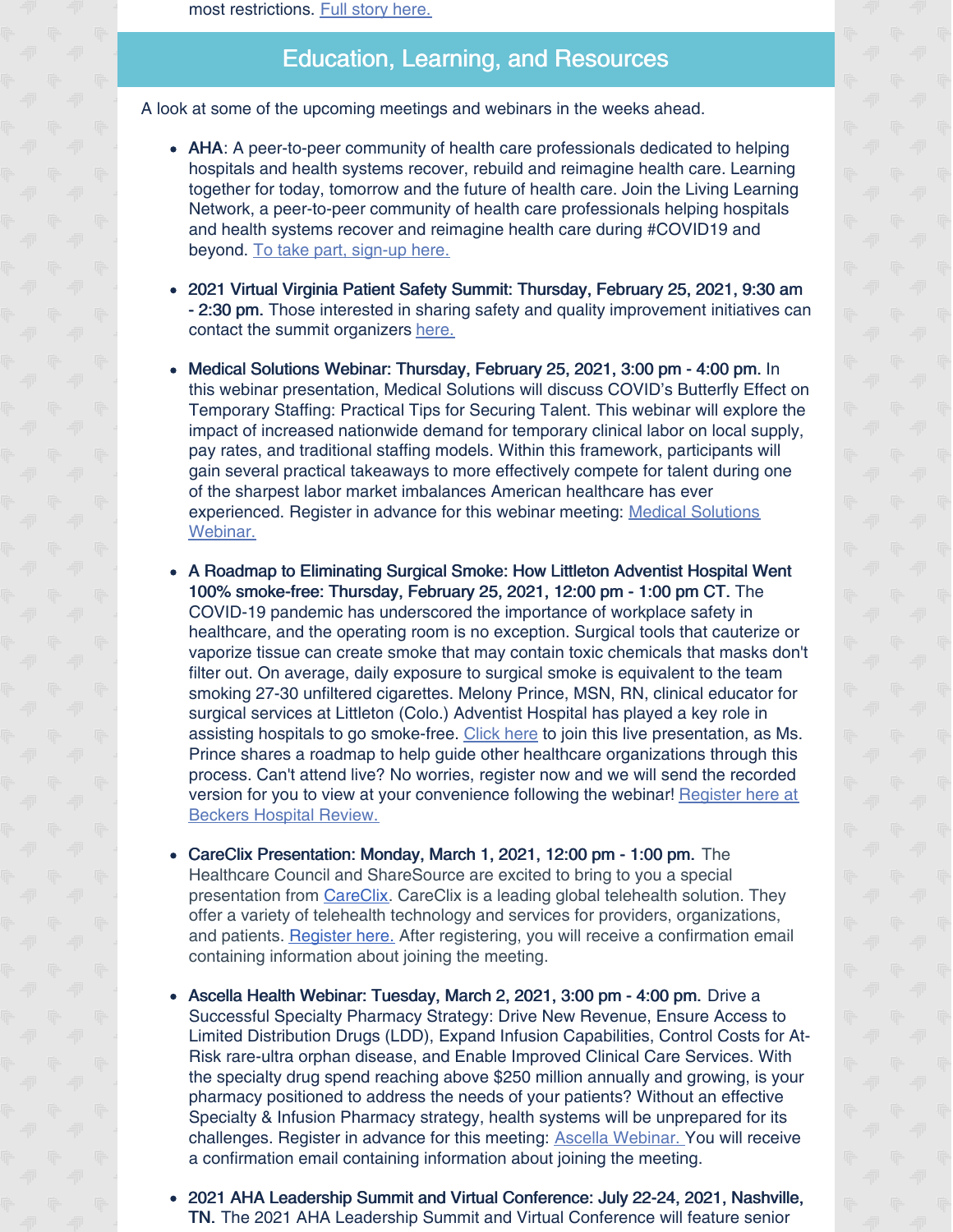most restrictions. Full story here.

## Education, Learning, and Resources

A look at some of the upcoming meetings and webinars in the weeks ahead.

- **AHA**: A peer-to-peer community of health care professionals dedicated to helping hospitals and health systems recover, rebuild and reimagine health care. Learning together for today, tomorrow and the future of health care. Join the Living Learning Network, a peer-to-peer community of health care professionals helping hospitals and health systems recover and reimagine health care during #COVID19 and beyond. To take part, sign-up here.

- **2021 Virtual Virginia Patient Safety Summit: Thursday, February 25, 2021, 9:30 am - 2:30 pm.** Those interested in sharing safety and quality improvement initiatives can contact the summit organizers here.

- **Medical Solutions Webinar: Thursday, February 25, 2021, 3:00 pm - 4:00 pm.** In this webinar presentation, Medical Solutions will discuss COVID's Butterfly Effect on Temporary Staffing: Practical Tips for Securing Talent. This webinar will explore the impact of increased nationwide demand for temporary clinical labor on local supply, pay rates, and traditional staffing models. Within this framework, participants will gain several practical takeaways to more effectively compete for talent during one of the sharpest labor market imbalances American healthcare has ever experienced. Register in advance for this webinar meeting: Medical Solutions Webinar.

- **A Roadmap to Eliminating Surgical Smoke: How Littleton Adventist Hospital Went 100% smoke-free: Thursday, February 25, 2021, 12:00 pm - 1:00 pm CT.** The COVID-19 pandemic has underscored the importance of workplace safety in healthcare, and the operating room is no exception. Surgical tools that cauterize or vaporize tissue can create smoke that may contain toxic chemicals that masks don't filter out. On average, daily exposure to surgical smoke is equivalent to the team smoking 27-30 unfiltered cigarettes. Melony Prince, MSN, RN, clinical educator for surgical services at Littleton (Colo.) Adventist Hospital has played a key role in assisting hospitals to go smoke-free. Click here to join this live presentation, as Ms. Prince shares a roadmap to help guide other healthcare organizations through this process. Can't attend live? No worries, register now and we will send the recorded version for you to view at your convenience following the webinar! Register here at Beckers Hospital Review.

- **CareClix Presentation: Monday, March 1, 2021, 12:00 pm - 1:00 pm.** The Healthcare Council and ShareSource are excited to bring to you a special presentation from CareClix. CareClix is a leading global telehealth solution. They offer a variety of telehealth technology and services for providers, organizations, and patients. Register here. After registering, you will receive a confirmation email containing information about joining the meeting.

- **Ascella Health Webinar: Tuesday, March 2, 2021, 3:00 pm - 4:00 pm.** Drive a Successful Specialty Pharmacy Strategy: Drive New Revenue, Ensure Access to Limited Distribution Drugs (LDD), Expand Infusion Capabilities, Control Costs for At-Risk rare-ultra orphan disease, and Enable Improved Clinical Care Services. With the specialty drug spend reaching above $250 million annually and growing, is your pharmacy positioned to address the needs of your patients? Without an effective Specialty & Infusion Pharmacy strategy, health systems will be unprepared for its challenges. Register in advance for this meeting: Ascella Webinar. You will receive a confirmation email containing information about joining the meeting.

- **2021 AHA Leadership Summit and Virtual Conference: July 22-24, 2021, Nashville, TN.** The 2021 AHA Leadership Summit and Virtual Conference will feature senior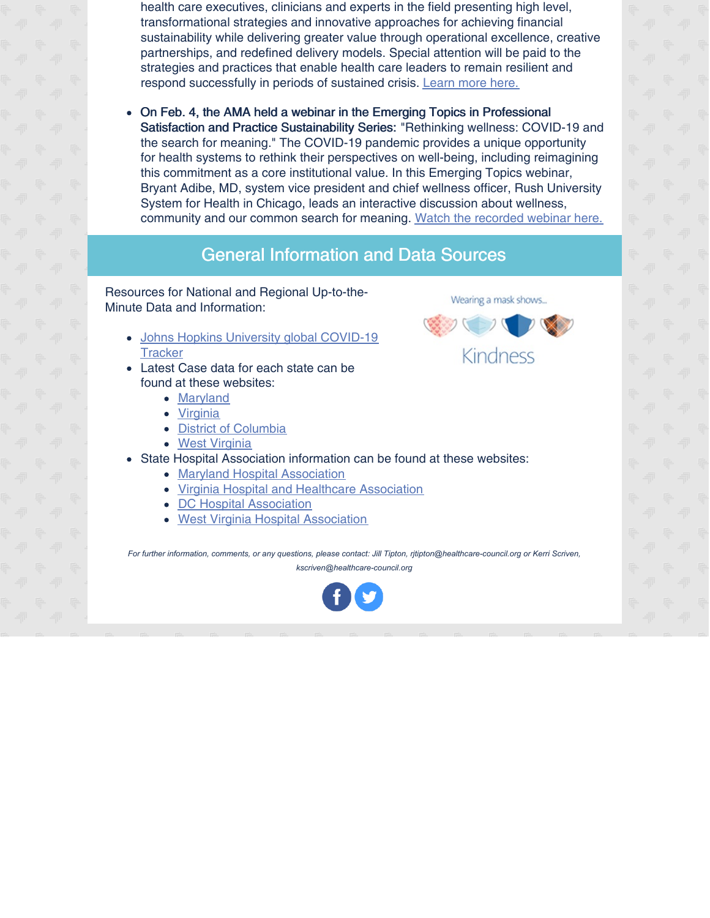health care executives, clinicians and experts in the field presenting high level, transformational strategies and innovative approaches for achieving financial sustainability while delivering greater value through operational excellence, creative partnerships, and redefined delivery models. Special attention will be paid to the strategies and practices that enable health care leaders to remain resilient and respond successfully in periods of sustained crisis. Learn more here.

- **On Feb. 4, the AMA held a webinar in the Emerging Topics in Professional Satisfaction and Practice Sustainability Series:** "Rethinking wellness: COVID-19 and the search for meaning." The COVID-19 pandemic provides a unique opportunity for health systems to rethink their perspectives on well-being, including reimagining this commitment as a core institutional value. In this Emerging Topics webinar, Bryant Adibe, MD, system vice president and chief wellness officer, Rush University System for Health in Chicago, leads an interactive discussion about wellness, community and our common search for meaning. Watch the recorded webinar here.

## General Information and Data Sources

Resources for National and Regional Up-to-the-Minute Data and Information:

Wearing a mask shows... Kindness

- Johns Hopkins University global COVID-19 Tracker
- Latest Case data for each state can be found at these websites:
  - Maryland
  - Virginia
  - District of Columbia
  - West Virginia
- State Hospital Association information can be found at these websites:
  - Maryland Hospital Association
  - Virginia Hospital and Healthcare Association
  - DC Hospital Association
  - West Virginia Hospital Association

*For further information, comments, or any questions, please contact: Jill Tipton, rjtipton@healthcare-council.org or Kerri Scriven, kscriven@healthcare-council.org*